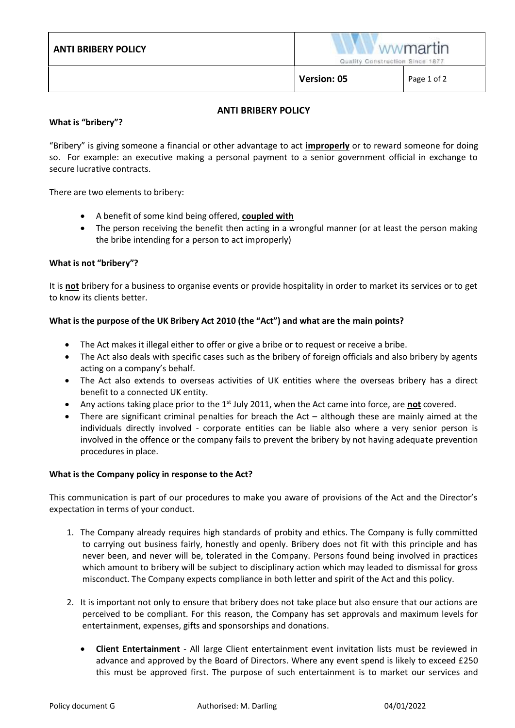# ANTI BRIBERY POLICY

### What is "bribery"?

"Bribery" is giving someone a financial or other advantage to act **improperly** or to reward someone for doing so. For example: an executive making a personal payment to a senior government official in exchange to secure lucrative contracts.

There are two elements to bribery:

- A benefit of some kind being offered, **coupled with**
- The person receiving the benefit then acting in a wrongful manner (or at least the person making the bribe intending for a person to act improperly)

### What is not "bribery"?

It is **not** bribery for a business to organise events or provide hospitality in order to market its services or to get to know its clients better.

### What is the purpose of the UK Bribery Act 2010 (the "Act") and what are the main points?

- The Act makes it illegal either to offer or give a bribe or to request or receive a bribe.
- The Act also deals with specific cases such as the bribery of foreign officials and also bribery by agents acting on a company's behalf.
- The Act also extends to overseas activities of UK entities where the overseas bribery has a direct benefit to a connected UK entity.
- Any actions taking place prior to the 1st July 2011, when the Act came into force, are **not** covered.
- There are significant criminal penalties for breach the Act – although these are mainly aimed at the individuals directly involved - corporate entities can be liable also where a very senior person is involved in the offence or the company fails to prevent the bribery by not having adequate prevention procedures in place.

### What is the Company policy in response to the Act?

This communication is part of our procedures to make you aware of provisions of the Act and the Director's expectation in terms of your conduct.

1. The Company already requires high standards of probity and ethics. The Company is fully committed to carrying out business fairly, honestly and openly. Bribery does not fit with this principle and has never been, and never will be, tolerated in the Company. Persons found being involved in practices which amount to bribery will be subject to disciplinary action which may leaded to dismissal for gross misconduct. The Company expects compliance in both letter and spirit of the Act and this policy.

2. It is important not only to ensure that bribery does not take place but also ensure that our actions are perceived to be compliant. For this reason, the Company has set approvals and maximum levels for entertainment, expenses, gifts and sponsorships and donations.

   - **Client Entertainment** - All large Client entertainment event invitation lists must be reviewed in advance and approved by the Board of Directors. Where any event spend is likely to exceed £250 this must be approved first. The purpose of such entertainment is to market our services and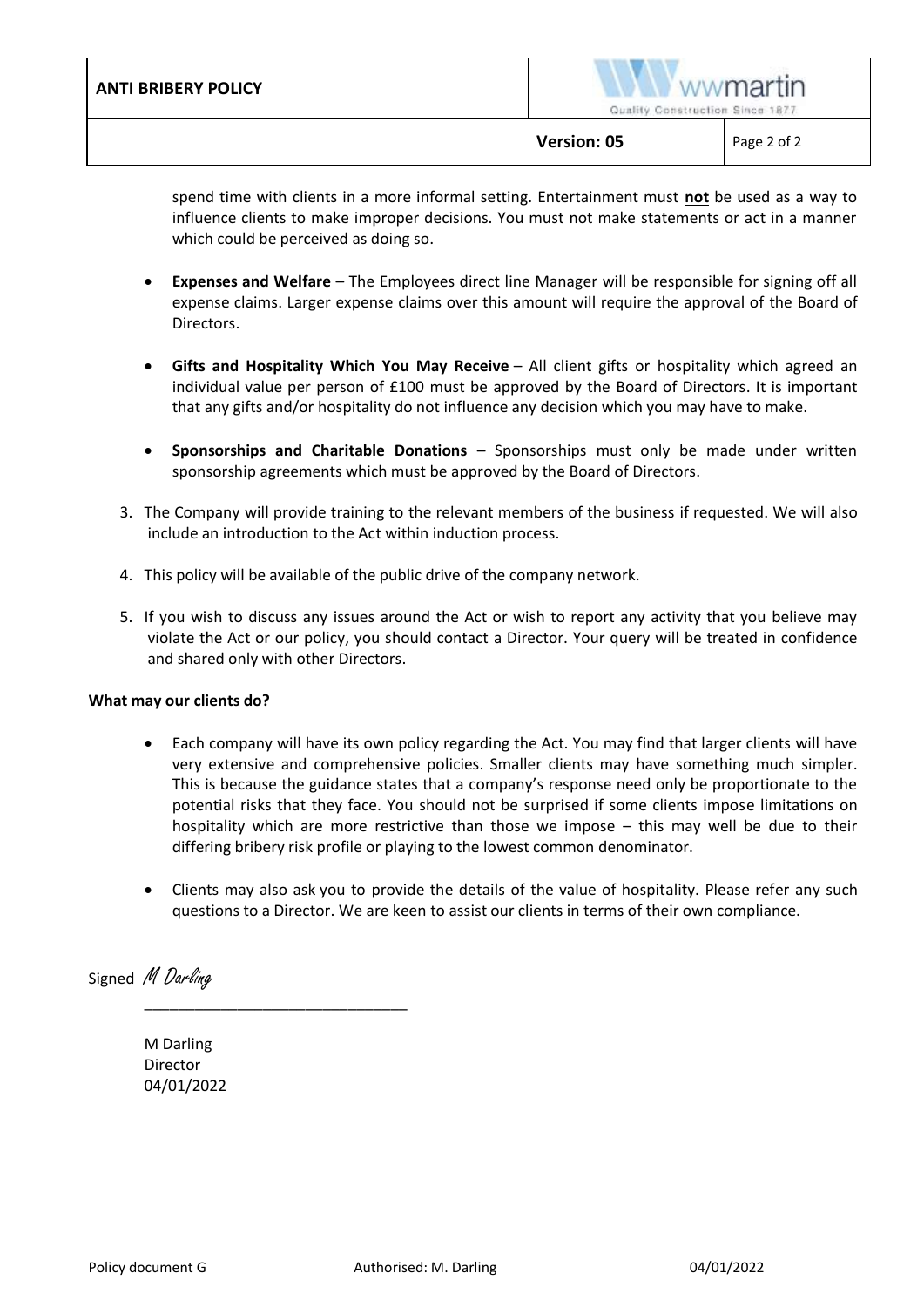spend time with clients in a more informal setting. Entertainment must **not** be used as a way to influence clients to make improper decisions. You must not make statements or act in a manner which could be perceived as doing so.

- **Expenses and Welfare** – The Employees direct line Manager will be responsible for signing off all expense claims. Larger expense claims over this amount will require the approval of the Board of Directors.

- **Gifts and Hospitality Which You May Receive** – All client gifts or hospitality which agreed an individual value per person of £100 must be approved by the Board of Directors. It is important that any gifts and/or hospitality do not influence any decision which you may have to make.

- **Sponsorships and Charitable Donations** – Sponsorships must only be made under written sponsorship agreements which must be approved by the Board of Directors.

3. The Company will provide training to the relevant members of the business if requested. We will also include an introduction to the Act within induction process.

4. This policy will be available of the public drive of the company network.

5. If you wish to discuss any issues around the Act or wish to report any activity that you believe may violate the Act or our policy, you should contact a Director. Your query will be treated in confidence and shared only with other Directors.

**What may our clients do?**

- Each company will have its own policy regarding the Act. You may find that larger clients will have very extensive and comprehensive policies. Smaller clients may have something much simpler. This is because the guidance states that a company's response need only be proportionate to the potential risks that they face. You should not be surprised if some clients impose limitations on hospitality which are more restrictive than those we impose – this may well be due to their differing bribery risk profile or playing to the lowest common denominator.

- Clients may also ask you to provide the details of the value of hospitality. Please refer any such questions to a Director. We are keen to assist our clients in terms of their own compliance.

Signed *M Darling*

_______________________________

M Darling
Director
04/01/2022